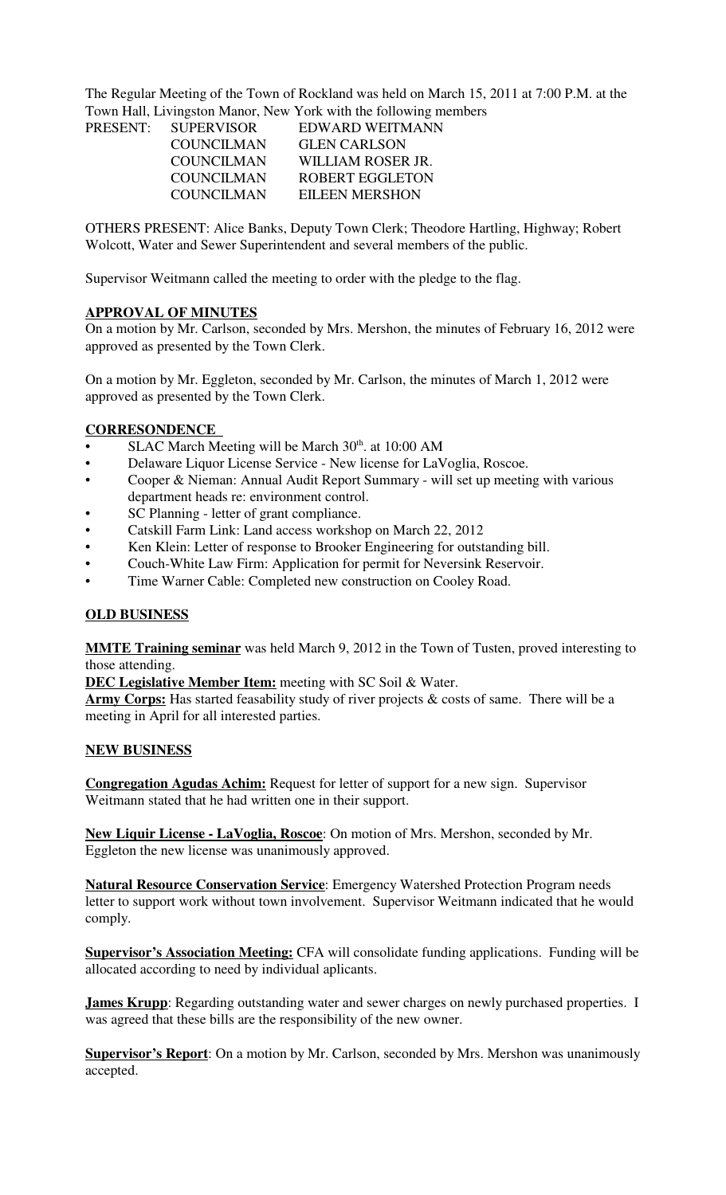The Regular Meeting of the Town of Rockland was held on March 15, 2011 at 7:00 P.M. at the Town Hall, Livingston Manor, New York with the following members

| PRESENT: | SUPERVISOR | EDWARD WEITMANN |
|---|---|---|
| | COUNCILMAN | GLEN CARLSON |
| | COUNCILMAN | WILLIAM ROSER JR. |
| | COUNCILMAN | ROBERT EGGLETON |
| | COUNCILMAN | EILEEN MERSHON |

OTHERS PRESENT: Alice Banks, Deputy Town Clerk; Theodore Hartling, Highway; Robert Wolcott, Water and Sewer Superintendent and several members of the public.

Supervisor Weitmann called the meeting to order with the pledge to the flag.

**APPROVAL OF MINUTES**

On a motion by Mr. Carlson, seconded by Mrs. Mershon, the minutes of February 16, 2012 were approved as presented by the Town Clerk.

On a motion by Mr. Eggleton, seconded by Mr. Carlson, the minutes of March 1, 2012 were approved as presented by the Town Clerk.

**CORRESONDENCE**

- SLAC March Meeting will be March 30th. at 10:00 AM
- Delaware Liquor License Service - New license for LaVoglia, Roscoe.
- Cooper & Nieman: Annual Audit Report Summary - will set up meeting with various department heads re: environment control.
- SC Planning - letter of grant compliance.
- Catskill Farm Link: Land access workshop on March 22, 2012
- Ken Klein: Letter of response to Brooker Engineering for outstanding bill.
- Couch-White Law Firm: Application for permit for Neversink Reservoir.
- Time Warner Cable: Completed new construction on Cooley Road.

**OLD BUSINESS**

**MMTE Training seminar** was held March 9, 2012 in the Town of Tusten, proved interesting to those attending.

**DEC Legislative Member Item:** meeting with SC Soil & Water.

**Army Corps:** Has started feasability study of river projects & costs of same. There will be a meeting in April for all interested parties.

**NEW BUSINESS**

**Congregation Agudas Achim:** Request for letter of support for a new sign. Supervisor Weitmann stated that he had written one in their support.

**New Liquir License - LaVoglia, Roscoe**: On motion of Mrs. Mershon, seconded by Mr. Eggleton the new license was unanimously approved.

**Natural Resource Conservation Service**: Emergency Watershed Protection Program needs letter to support work without town involvement. Supervisor Weitmann indicated that he would comply.

**Supervisor's Association Meeting:** CFA will consolidate funding applications. Funding will be allocated according to need by individual aplicants.

**James Krupp**: Regarding outstanding water and sewer charges on newly purchased properties. I was agreed that these bills are the responsibility of the new owner.

**Supervisor's Report**: On a motion by Mr. Carlson, seconded by Mrs. Mershon was unanimously accepted.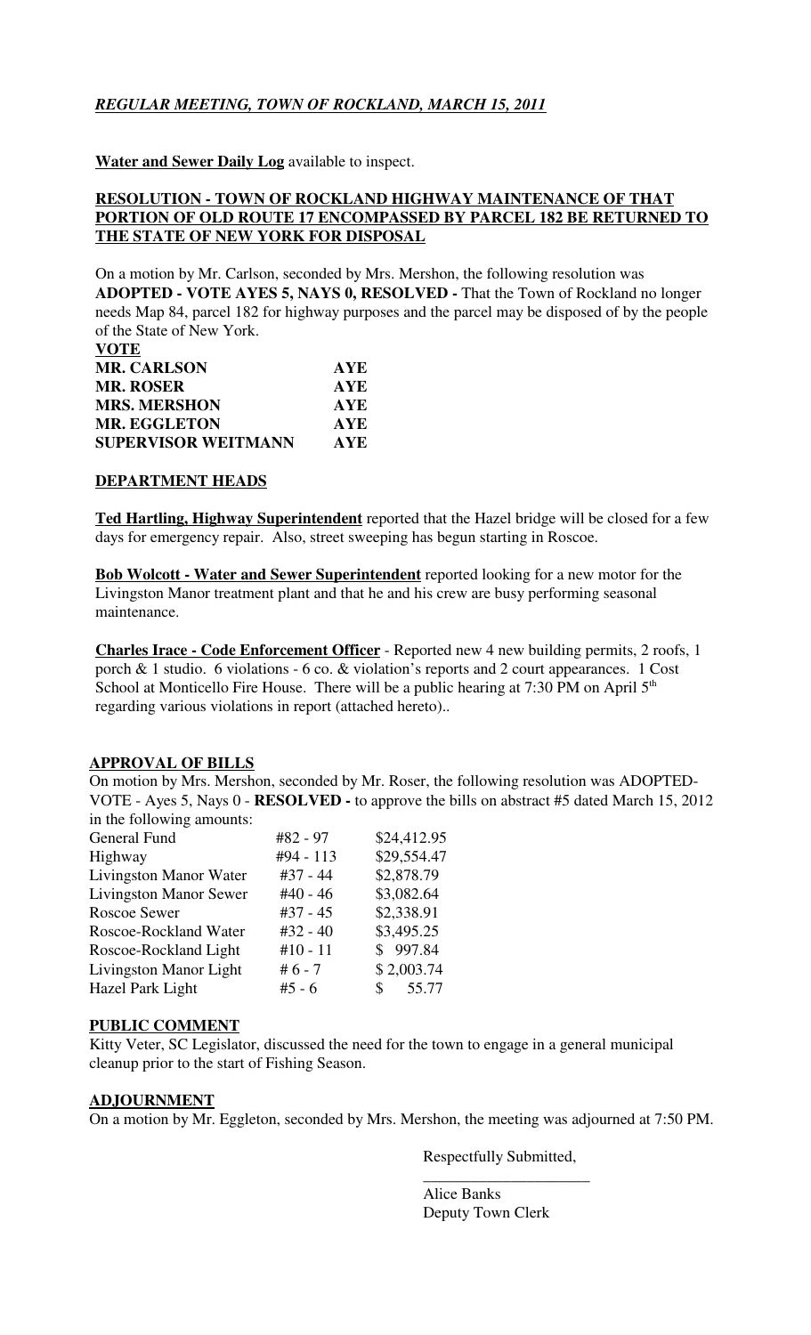***REGULAR MEETING, TOWN OF ROCKLAND, MARCH 15, 2011***

**Water and Sewer Daily Log** available to inspect.

**RESOLUTION - TOWN OF ROCKLAND HIGHWAY MAINTENANCE OF THAT PORTION OF OLD ROUTE 17 ENCOMPASSED BY PARCEL 182 BE RETURNED TO THE STATE OF NEW YORK FOR DISPOSAL**

On a motion by Mr. Carlson, seconded by Mrs. Mershon, the following resolution was **ADOPTED - VOTE AYES 5, NAYS 0, RESOLVED -** That the Town of Rockland no longer needs Map 84, parcel 182 for highway purposes and the parcel may be disposed of by the people of the State of New York.

| **VOTE** | |
|---|---|
| **MR. CARLSON** | **AYE** |
| **MR. ROSER** | **AYE** |
| **MRS. MERSHON** | **AYE** |
| **MR. EGGLETON** | **AYE** |
| **SUPERVISOR WEITMANN** | **AYE** |

**DEPARTMENT HEADS**

**Ted Hartling, Highway Superintendent** reported that the Hazel bridge will be closed for a few days for emergency repair. Also, street sweeping has begun starting in Roscoe.

**Bob Wolcott - Water and Sewer Superintendent** reported looking for a new motor for the Livingston Manor treatment plant and that he and his crew are busy performing seasonal maintenance.

**Charles Irace - Code Enforcement Officer** - Reported new 4 new building permits, 2 roofs, 1 porch & 1 studio. 6 violations - 6 co. & violation's reports and 2 court appearances. 1 Cost School at Monticello Fire House. There will be a public hearing at 7:30 PM on April 5th regarding various violations in report (attached hereto)..

**APPROVAL OF BILLS**

On motion by Mrs. Mershon, seconded by Mr. Roser, the following resolution was ADOPTED-VOTE - Ayes 5, Nays 0 - **RESOLVED -** to approve the bills on abstract #5 dated March 15, 2012 in the following amounts:

| | | |
|---|---|---|
| General Fund | #82 - 97 | $24,412.95 |
| Highway | #94 - 113 | $29,554.47 |
| Livingston Manor Water | #37 - 44 | $2,878.79 |
| Livingston Manor Sewer | #40 - 46 | $3,082.64 |
| Roscoe Sewer | #37 - 45 | $2,338.91 |
| Roscoe-Rockland Water | #32 - 40 | $3,495.25 |
| Roscoe-Rockland Light | #10 - 11 | $ 997.84 |
| Livingston Manor Light | # 6 - 7 | $ 2,003.74 |
| Hazel Park Light | #5 - 6 | $ 55.77 |

**PUBLIC COMMENT**

Kitty Veter, SC Legislator, discussed the need for the town to engage in a general municipal cleanup prior to the start of Fishing Season.

**ADJOURNMENT**

On a motion by Mr. Eggleton, seconded by Mrs. Mershon, the meeting was adjourned at 7:50 PM.

Respectfully Submitted,

\_\_\_\_\_\_\_\_\_\_\_\_\_\_\_\_\_\_\_\_\_\_

Alice Banks
Deputy Town Clerk